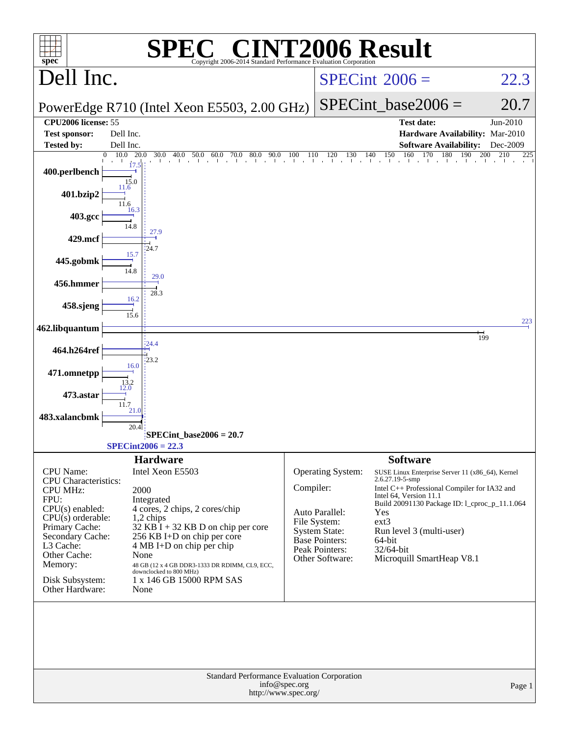# SPEC® CINT2006 Result

Copyright 2006-2014 Standard Performance Evaluation Corporation

## Dell Inc.

PowerEdge R710 (Intel Xeon E5503, 2.00 GHz)

SPECint 2006 = 22.3

SPECint_base2006 = 20.7

| | | | |
|---|---|---|---|
| **CPU2006 license:** | 55 | **Test date:** | Jun-2010 |
| **Test sponsor:** | Dell Inc. | **Hardware Availability:** | Mar-2010 |
| **Tested by:** | Dell Inc. | **Software Availability:** | Dec-2009 |

| Benchmark | Peak | Base |
|---|---|---|
| 400.perlbench | 17.5 | 15.0 |
| 401.bzip2 | 11.6 | 11.6 |
| 403.gcc | 16.3 | 14.8 |
| 429.mcf | 27.9 | 24.7 |
| 445.gobmk | 15.7 | 14.8 |
| 456.hmmer | 29.0 | 28.3 |
| 458.sjeng | 16.2 | 15.6 |
| 462.libquantum | 223 | 199 |
| 464.h264ref | 24.4 | 23.2 |
| 471.omnetpp | 16.0 | 13.2 |
| 473.astar | 12.0 | 11.7 |
| 483.xalancbmk | 21.0 | 20.4 |

SPECint_base2006 = 20.7

SPECint2006 = 22.3

### Hardware

| | |
|---|---|
| CPU Name: | Intel Xeon E5503 |
| CPU Characteristics: | |
| CPU MHz: | 2000 |
| FPU: | Integrated |
| CPU(s) enabled: | 4 cores, 2 chips, 2 cores/chip |
| CPU(s) orderable: | 1,2 chips |
| Primary Cache: | 32 KB I + 32 KB D on chip per core |
| Secondary Cache: | 256 KB I+D on chip per core |
| L3 Cache: | 4 MB I+D on chip per chip |
| Other Cache: | None |
| Memory: | 48 GB (12 x 4 GB DDR3-1333 DR RDIMM, CL9, ECC, downclocked to 800 MHz) |
| Disk Subsystem: | 1 x 146 GB 15000 RPM SAS |
| Other Hardware: | None |

### Software

| | |
|---|---|
| Operating System: | SUSE Linux Enterprise Server 11 (x86_64), Kernel 2.6.27.19-5-smp |
| Compiler: | Intel C++ Professional Compiler for IA32 and Intel 64, Version 11.1 Build 20091130 Package ID: l_cproc_p_11.1.064 |
| Auto Parallel: | Yes |
| File System: | ext3 |
| System State: | Run level 3 (multi-user) |
| Base Pointers: | 64-bit |
| Peak Pointers: | 32/64-bit |
| Other Software: | Microquill SmartHeap V8.1 |

Standard Performance Evaluation Corporation
info@spec.org
http://www.spec.org/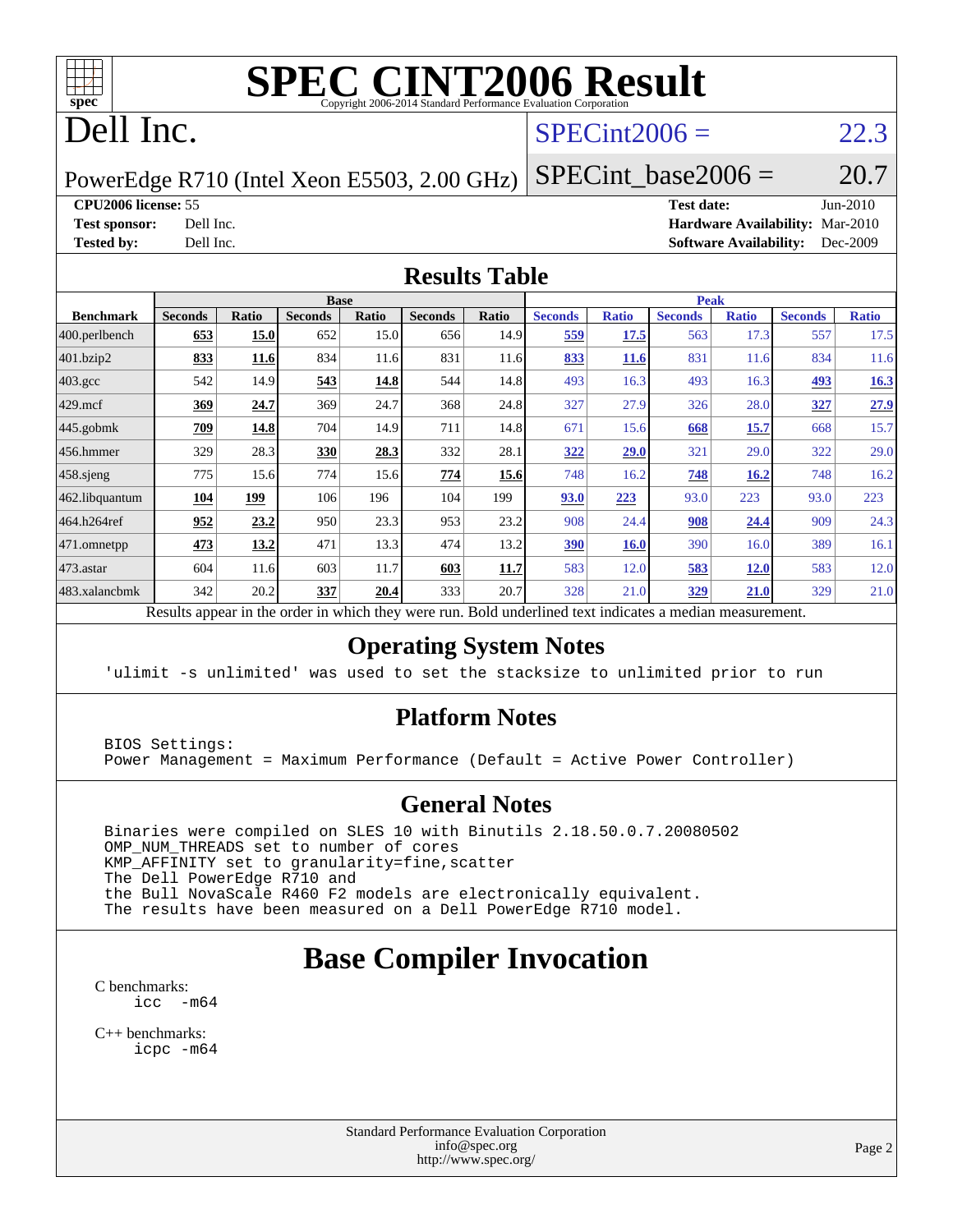# SPEC CINT2006 Result

Copyright 2006-2014 Standard Performance Evaluation Corporation

# Dell Inc.

PowerEdge R710 (Intel Xeon E5503, 2.00 GHz)

SPECint2006 = 22.3

SPECint_base2006 = 20.7

| | | | |
|---|---|---|---|
| **CPU2006 license:** 55 | | **Test date:** | Jun-2010 |
| **Test sponsor:** | Dell Inc. | **Hardware Availability:** | Mar-2010 |
| **Tested by:** | Dell Inc. | **Software Availability:** | Dec-2009 |

## Results Table

| Benchmark | Base | | | | | | Peak | | | | | |
|---|---|---|---|---|---|---|---|---|---|---|---|---|
| | Seconds | Ratio | Seconds | Ratio | Seconds | Ratio | Seconds | Ratio | Seconds | Ratio | Seconds | Ratio |
| 400.perlbench | **653** | **15.0** | 652 | 15.0 | 656 | 14.9 | **559** | **17.5** | 563 | 17.3 | 557 | 17.5 |
| 401.bzip2 | **833** | **11.6** | 834 | 11.6 | 831 | 11.6 | **833** | **11.6** | 831 | 11.6 | 834 | 11.6 |
| 403.gcc | 542 | 14.9 | **543** | **14.8** | 544 | 14.8 | 493 | 16.3 | 493 | 16.3 | **493** | **16.3** |
| 429.mcf | **369** | **24.7** | 369 | 24.7 | 368 | 24.8 | 327 | 27.9 | 326 | 28.0 | **327** | **27.9** |
| 445.gobmk | **709** | **14.8** | 704 | 14.9 | 711 | 14.8 | 671 | 15.6 | **668** | **15.7** | 668 | 15.7 |
| 456.hmmer | 329 | 28.3 | **330** | **28.3** | 332 | 28.1 | **322** | **29.0** | 321 | 29.0 | 322 | 29.0 |
| 458.sjeng | 775 | 15.6 | 774 | 15.6 | **774** | **15.6** | 748 | 16.2 | **748** | **16.2** | 748 | 16.2 |
| 462.libquantum | **104** | **199** | 106 | 196 | 104 | 199 | **93.0** | **223** | 93.0 | 223 | 93.0 | 223 |
| 464.h264ref | **952** | **23.2** | 950 | 23.3 | 953 | 23.2 | 908 | 24.4 | **908** | **24.4** | 909 | 24.3 |
| 471.omnetpp | **473** | **13.2** | 471 | 13.3 | 474 | 13.2 | **390** | **16.0** | 390 | 16.0 | 389 | 16.1 |
| 473.astar | 604 | 11.6 | 603 | 11.7 | **603** | **11.7** | 583 | 12.0 | **583** | **12.0** | 583 | 12.0 |
| 483.xalancbmk | 342 | 20.2 | **337** | **20.4** | 333 | 20.7 | 328 | 21.0 | **329** | **21.0** | 329 | 21.0 |

Results appear in the order in which they were run. Bold underlined text indicates a median measurement.

## Operating System Notes

```
'ulimit -s unlimited' was used to set the stacksize to unlimited prior to run
```

## Platform Notes

```
BIOS Settings:
Power Management = Maximum Performance (Default = Active Power Controller)
```

## General Notes

```
Binaries were compiled on SLES 10 with Binutils 2.18.50.0.7.20080502
OMP_NUM_THREADS set to number of cores
KMP_AFFINITY set to granularity=fine,scatter
The Dell PowerEdge R710 and
the Bull NovaScale R460 F2 models are electronically equivalent.
The results have been measured on a Dell PowerEdge R710 model.
```

# Base Compiler Invocation

C benchmarks:
```
icc  -m64
```

C++ benchmarks:
```
icpc -m64
```

Standard Performance Evaluation Corporation
info@spec.org
http://www.spec.org/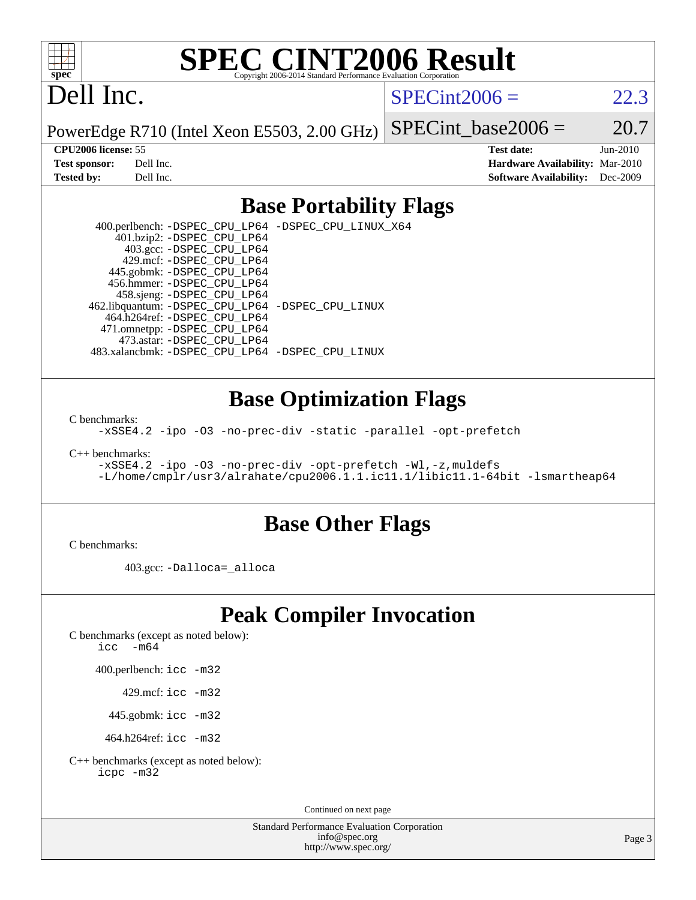# SPEC CINT2006 Result

Copyright 2006-2014 Standard Performance Evaluation Corporation

## Dell Inc.

PowerEdge R710 (Intel Xeon E5503, 2.00 GHz)

SPECint2006 = 22.3

SPECint_base2006 = 20.7

**CPU2006 license:** 55
**Test sponsor:** Dell Inc.
**Tested by:** Dell Inc.

**Test date:** Jun-2010
**Hardware Availability:** Mar-2010
**Software Availability:** Dec-2009

## Base Portability Flags

400.perlbench: `-DSPEC_CPU_LP64 -DSPEC_CPU_LINUX_X64`
401.bzip2: `-DSPEC_CPU_LP64`
403.gcc: `-DSPEC_CPU_LP64`
429.mcf: `-DSPEC_CPU_LP64`
445.gobmk: `-DSPEC_CPU_LP64`
456.hmmer: `-DSPEC_CPU_LP64`
458.sjeng: `-DSPEC_CPU_LP64`
462.libquantum: `-DSPEC_CPU_LP64 -DSPEC_CPU_LINUX`
464.h264ref: `-DSPEC_CPU_LP64`
471.omnetpp: `-DSPEC_CPU_LP64`
473.astar: `-DSPEC_CPU_LP64`
483.xalancbmk: `-DSPEC_CPU_LP64 -DSPEC_CPU_LINUX`

## Base Optimization Flags

C benchmarks:

```
-xSSE4.2 -ipo -O3 -no-prec-div -static -parallel -opt-prefetch
```

C++ benchmarks:

```
-xSSE4.2 -ipo -O3 -no-prec-div -opt-prefetch -Wl,-z,muldefs
-L/home/cmplr/usr3/alrahate/cpu2006.1.1.ic11.1/libic11.1-64bit -lsmartheap64
```

## Base Other Flags

C benchmarks:

403.gcc: `-Dalloca=_alloca`

## Peak Compiler Invocation

C benchmarks (except as noted below):

```
icc  -m64
```

400.perlbench: `icc -m32`

429.mcf: `icc -m32`

445.gobmk: `icc -m32`

464.h264ref: `icc -m32`

C++ benchmarks (except as noted below):

```
icpc -m32
```

Continued on next page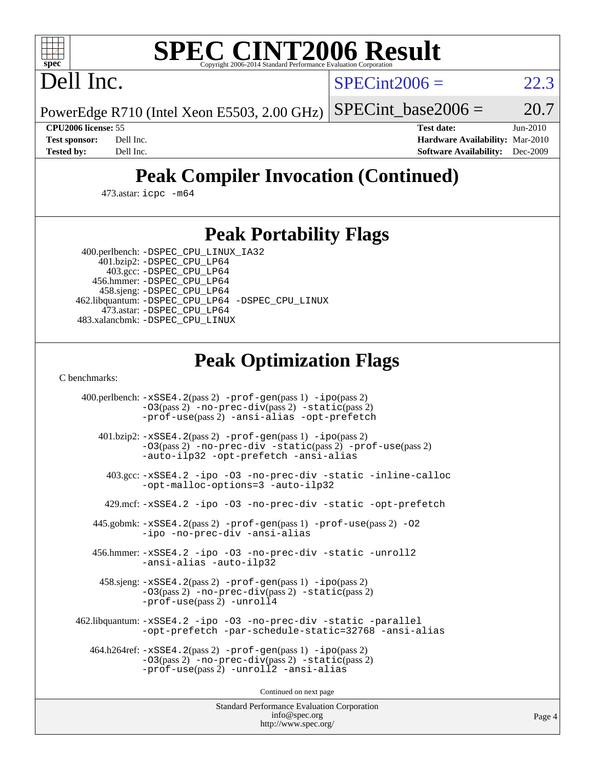# SPEC CINT2006 Result

Dell Inc.

PowerEdge R710 (Intel Xeon E5503, 2.00 GHz)

SPECint2006 = 22.3

SPECint_base2006 = 20.7

**CPU2006 license:** 55
**Test sponsor:** Dell Inc.
**Tested by:** Dell Inc.

**Test date:** Jun-2010
**Hardware Availability:** Mar-2010
**Software Availability:** Dec-2009

## Peak Compiler Invocation (Continued)

473.astar: icpc -m64

## Peak Portability Flags

400.perlbench: -DSPEC_CPU_LINUX_IA32
401.bzip2: -DSPEC_CPU_LP64
403.gcc: -DSPEC_CPU_LP64
456.hmmer: -DSPEC_CPU_LP64
458.sjeng: -DSPEC_CPU_LP64
462.libquantum: -DSPEC_CPU_LP64 -DSPEC_CPU_LINUX
473.astar: -DSPEC_CPU_LP64
483.xalancbmk: -DSPEC_CPU_LINUX

## Peak Optimization Flags

C benchmarks:

400.perlbench: -xSSE4.2(pass 2) -prof-gen(pass 1) -ipo(pass 2) -O3(pass 2) -no-prec-div(pass 2) -static(pass 2) -prof-use(pass 2) -ansi-alias -opt-prefetch

401.bzip2: -xSSE4.2(pass 2) -prof-gen(pass 1) -ipo(pass 2) -O3(pass 2) -no-prec-div -static(pass 2) -prof-use(pass 2) -auto-ilp32 -opt-prefetch -ansi-alias

403.gcc: -xSSE4.2 -ipo -O3 -no-prec-div -static -inline-calloc -opt-malloc-options=3 -auto-ilp32

429.mcf: -xSSE4.2 -ipo -O3 -no-prec-div -static -opt-prefetch

445.gobmk: -xSSE4.2(pass 2) -prof-gen(pass 1) -prof-use(pass 2) -O2 -ipo -no-prec-div -ansi-alias

456.hmmer: -xSSE4.2 -ipo -O3 -no-prec-div -static -unroll2 -ansi-alias -auto-ilp32

458.sjeng: -xSSE4.2(pass 2) -prof-gen(pass 1) -ipo(pass 2) -O3(pass 2) -no-prec-div(pass 2) -static(pass 2) -prof-use(pass 2) -unroll4

462.libquantum: -xSSE4.2 -ipo -O3 -no-prec-div -static -parallel -opt-prefetch -par-schedule-static=32768 -ansi-alias

464.h264ref: -xSSE4.2(pass 2) -prof-gen(pass 1) -ipo(pass 2) -O3(pass 2) -no-prec-div(pass 2) -static(pass 2) -prof-use(pass 2) -unroll2 -ansi-alias

Continued on next page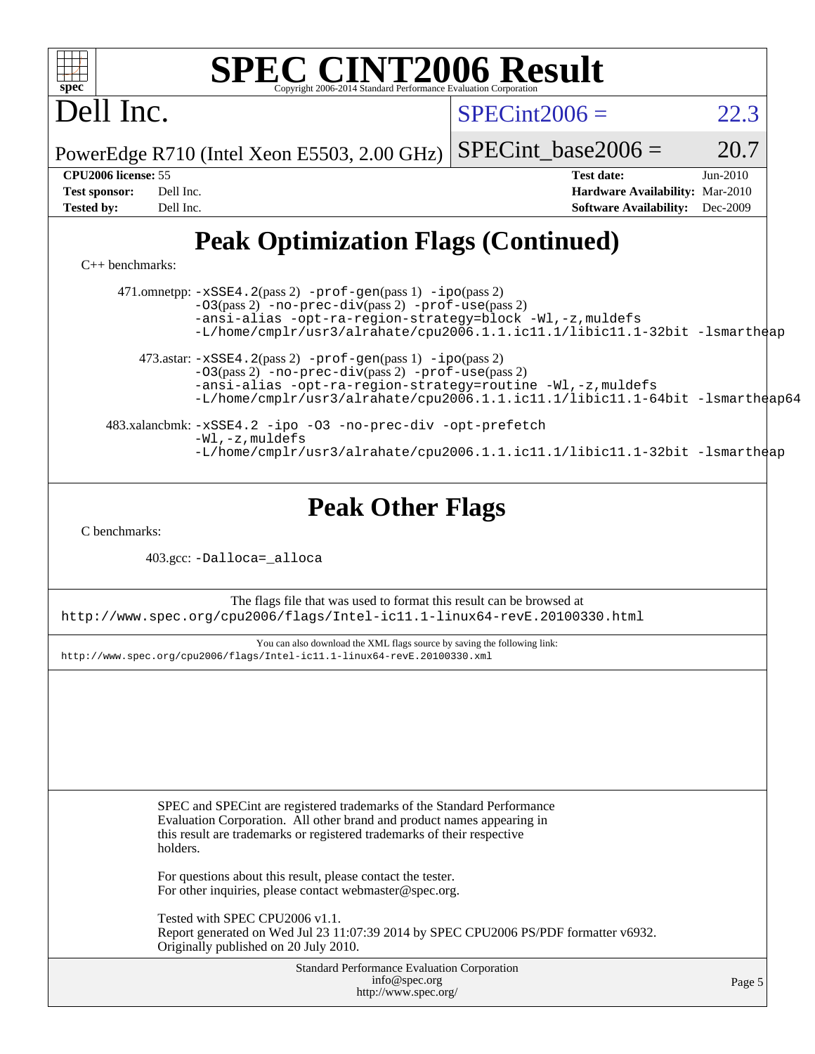# SPEC CINT2006 Result

Copyright 2006-2014 Standard Performance Evaluation Corporation

## Dell Inc.

PowerEdge R710 (Intel Xeon E5503, 2.00 GHz)

SPECint2006 = 22.3

SPECint_base2006 = 20.7

**CPU2006 license:** 55
**Test sponsor:** Dell Inc.
**Tested by:** Dell Inc.

**Test date:** Jun-2010
**Hardware Availability:** Mar-2010
**Software Availability:** Dec-2009

## Peak Optimization Flags (Continued)

C++ benchmarks:

471.omnetpp: -xSSE4.2(pass 2) -prof-gen(pass 1) -ipo(pass 2) -O3(pass 2) -no-prec-div(pass 2) -prof-use(pass 2) -ansi-alias -opt-ra-region-strategy=block -Wl,-z,muldefs -L/home/cmplr/usr3/alrahate/cpu2006.1.1.ic11.1/libic11.1-32bit -lsmartheap

473.astar: -xSSE4.2(pass 2) -prof-gen(pass 1) -ipo(pass 2) -O3(pass 2) -no-prec-div(pass 2) -prof-use(pass 2) -ansi-alias -opt-ra-region-strategy=routine -Wl,-z,muldefs -L/home/cmplr/usr3/alrahate/cpu2006.1.1.ic11.1/libic11.1-64bit -lsmartheap64

483.xalancbmk: -xSSE4.2 -ipo -O3 -no-prec-div -opt-prefetch -Wl,-z,muldefs -L/home/cmplr/usr3/alrahate/cpu2006.1.1.ic11.1/libic11.1-32bit -lsmartheap

## Peak Other Flags

C benchmarks:

403.gcc: -Dalloca=_alloca

The flags file that was used to format this result can be browsed at
http://www.spec.org/cpu2006/flags/Intel-ic11.1-linux64-revE.20100330.html

You can also download the XML flags source by saving the following link:
http://www.spec.org/cpu2006/flags/Intel-ic11.1-linux64-revE.20100330.xml

SPEC and SPECint are registered trademarks of the Standard Performance Evaluation Corporation. All other brand and product names appearing in this result are trademarks or registered trademarks of their respective holders.

For questions about this result, please contact the tester.
For other inquiries, please contact webmaster@spec.org.

Tested with SPEC CPU2006 v1.1.
Report generated on Wed Jul 23 11:07:39 2014 by SPEC CPU2006 PS/PDF formatter v6932.
Originally published on 20 July 2010.